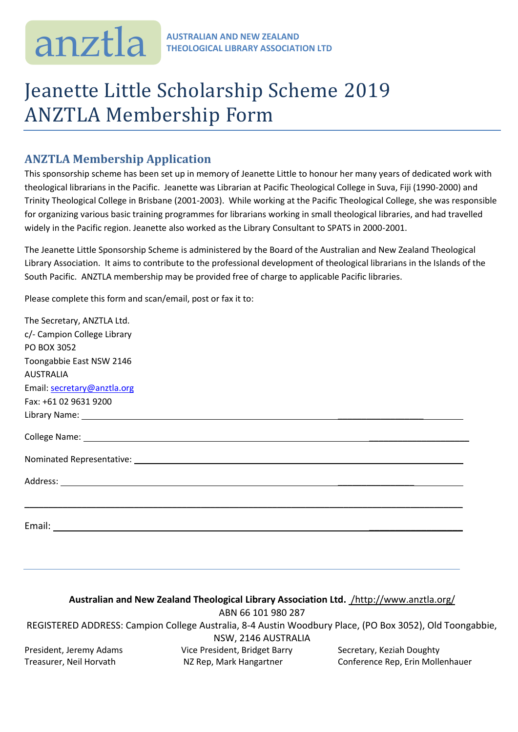anztla **AUSTRALIAN AND NEW ZEALAND THEOLOGICAL LIBRARY ASSOCIATION LTD**

# Jeanette Little Scholarship Scheme 2019 ANZTLA Membership Form

## ANZTLA Membership Application

This sponsorship scheme has been set up in memory of Jeanette Little to honour her many years of dedicated work with theological librarians in the Pacific. Jeanette was Librarian at Pacific Theological College in Suva, Fiji (1990-2000) and Trinity Theological College in Brisbane (2001-2003). While working at the Pacific Theological College, she was responsible for organizing various basic training programmes for librarians working in small theological libraries, and had travelled widely in the Pacific region. Jeanette also worked as the Library Consultant to SPATS in 2000-2001.

The Jeanette Little Sponsorship Scheme is administered by the Board of the Australian and New Zealand Theological Library Association. It aims to contribute to the professional development of theological librarians in the Islands of the South Pacific. ANZTLA membership may be provided free of charge to applicable Pacific libraries.

Please complete this form and scan/email, post or fax it to:

The Secretary, ANZTLA Ltd.  
c/- Campion College Library  
PO BOX 3052  
Toongabbie East NSW 2146  
AUSTRALIA  
Email: secretary@anztla.org  
Fax: +61 02 9631 9200

Library Name: ______________________________

College Name: ______________________________

Nominated Representative: ______________________________

Address: ______________________________

______________________________

Email: ______________________________

---

**Australian and New Zealand Theological Library Association Ltd.** /http://www.anztla.org/  
ABN 66 101 980 287  
REGISTERED ADDRESS: Campion College Australia, 8-4 Austin Woodbury Place, (PO Box 3052), Old Toongabbie, NSW, 2146 AUSTRALIA

President, Jeremy Adams | Vice President, Bridget Barry | Secretary, Keziah Doughty  
Treasurer, Neil Horvath | NZ Rep, Mark Hangartner | Conference Rep, Erin Mollenhauer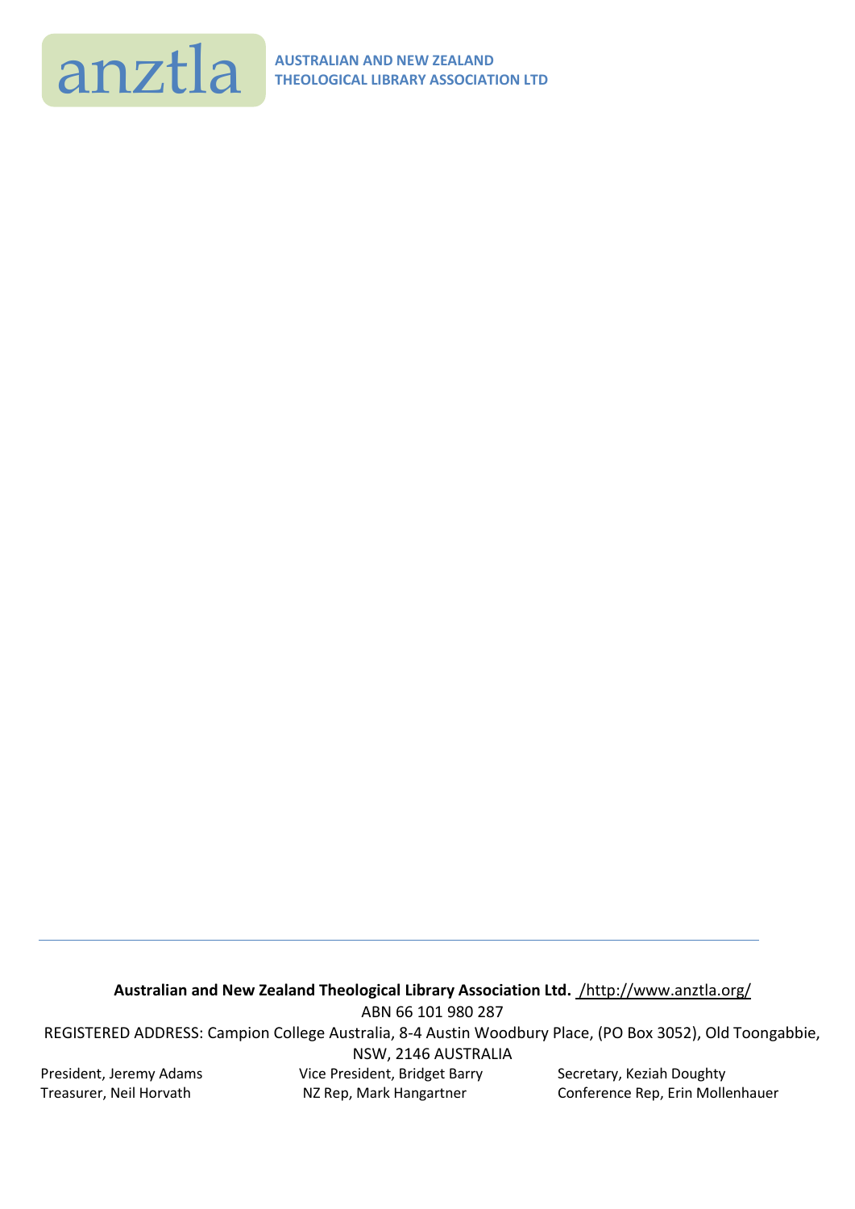anztla

**AUSTRALIAN AND NEW ZEALAND THEOLOGICAL LIBRARY ASSOCIATION LTD**

---

**Australian and New Zealand Theological Library Association Ltd.** /http://www.anztla.org/

ABN 66 101 980 287

REGISTERED ADDRESS: Campion College Australia, 8-4 Austin Woodbury Place, (PO Box 3052), Old Toongabbie, NSW, 2146 AUSTRALIA

| | | |
|---|---|---|
| President, Jeremy Adams | Vice President, Bridget Barry | Secretary, Keziah Doughty |
| Treasurer, Neil Horvath | NZ Rep, Mark Hangartner | Conference Rep, Erin Mollenhauer |